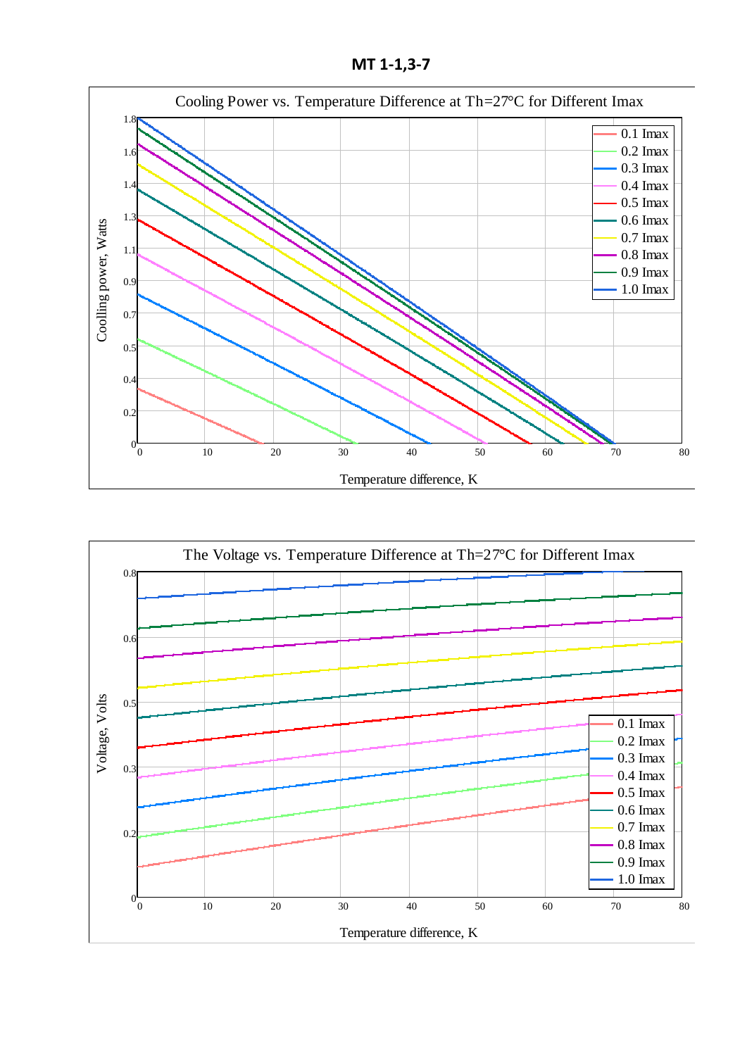# MT 1-1,3-7

Cooling Power vs. Temperature Difference at Th=27°C for Different Imax

Coolling power, Watts

Temperature difference, K

0.1 Imax
0.2 Imax
0.3 Imax
0.4 Imax
0.5 Imax
0.6 Imax
0.7 Imax
0.8 Imax
0.9 Imax
1.0 Imax

The Voltage vs. Temperature Difference at Th=27°C for Different Imax

Voltage, Volts

Temperature difference, K

0.1 Imax
0.2 Imax
0.3 Imax
0.4 Imax
0.5 Imax
0.6 Imax
0.7 Imax
0.8 Imax
0.9 Imax
1.0 Imax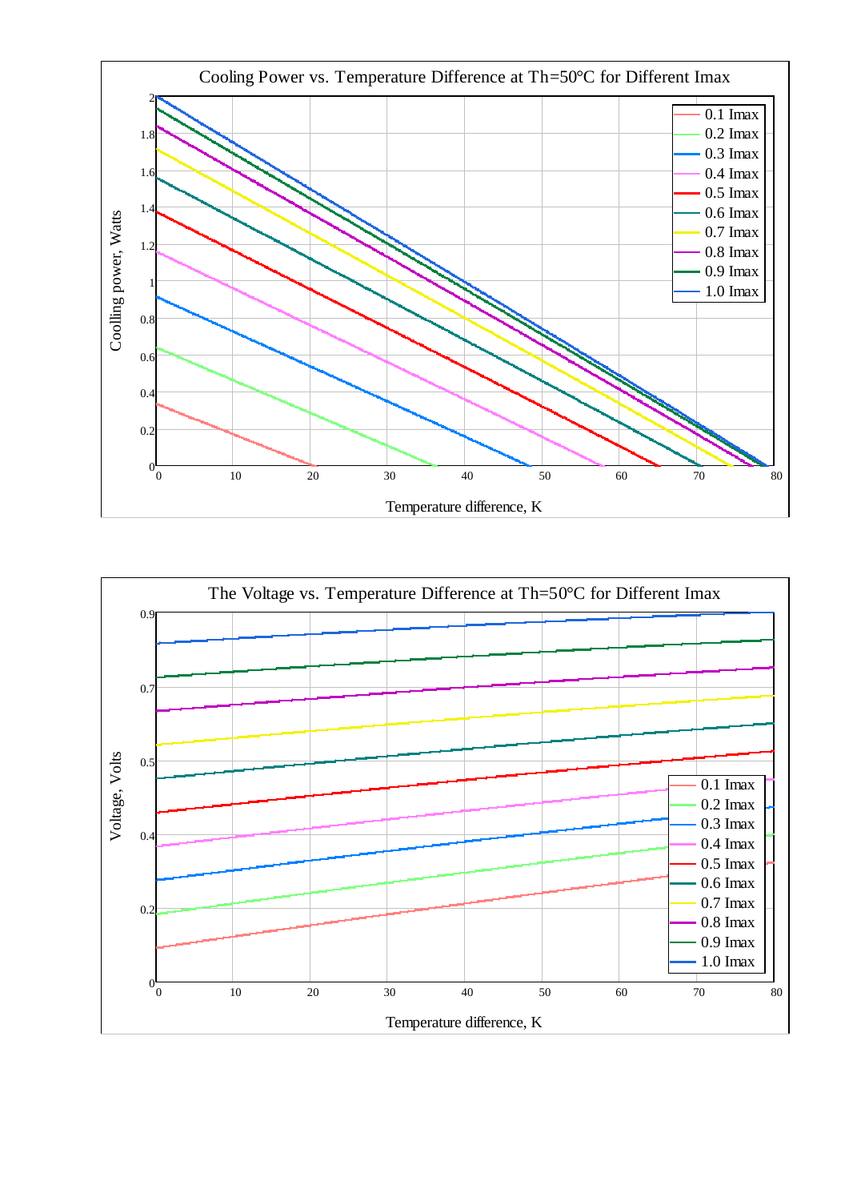Cooling Power vs. Temperature Difference at Th=50°C for Different Imax

Coolling power, Watts

2
1.8
1.6
1.4
1.2
1
0.8
0.6
0.4
0.2
0

0 10 20 30 40 50 60 70 80

Temperature difference, K

0.1 Imax
0.2 Imax
0.3 Imax
0.4 Imax
0.5 Imax
0.6 Imax
0.7 Imax
0.8 Imax
0.9 Imax
1.0 Imax

The Voltage vs. Temperature Difference at Th=50°C for Different Imax

Voltage, Volts

0.9
0.7
0.5
0.4
0.2
0

0 10 20 30 40 50 60 70 80

Temperature difference, K

0.1 Imax
0.2 Imax
0.3 Imax
0.4 Imax
0.5 Imax
0.6 Imax
0.7 Imax
0.8 Imax
0.9 Imax
1.0 Imax